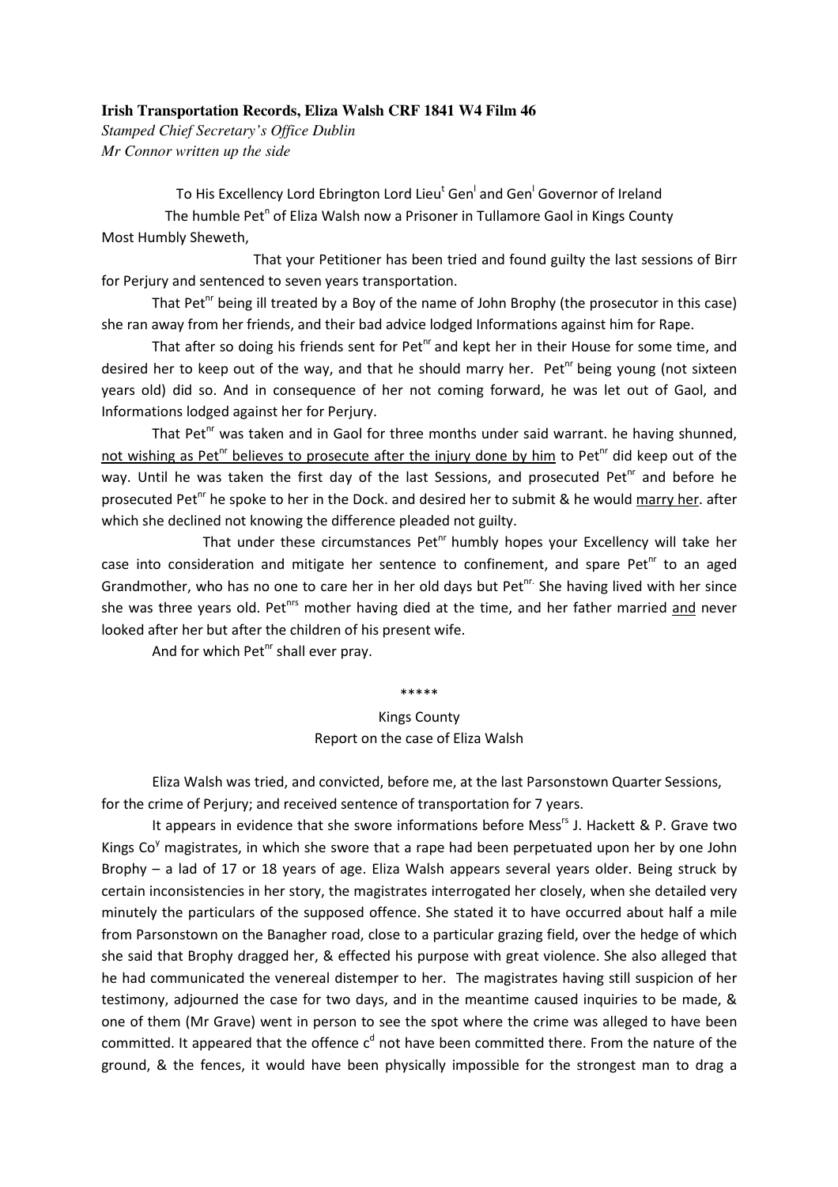**Irish Transportation Records, Eliza Walsh CRF 1841 W4 Film 46**

*Stamped Chief Secretary's Office Dublin*

*Mr Connor written up the side*

To His Excellency Lord Ebrington Lord Lieu[t] Gen[l] and Gen[l] Governor of Ireland

The humble Pet[n] of Eliza Walsh now a Prisoner in Tullamore Gaol in Kings County

Most Humbly Sheweth,

That your Petitioner has been tried and found guilty the last sessions of Birr for Perjury and sentenced to seven years transportation.

That Pet[nr] being ill treated by a Boy of the name of John Brophy (the prosecutor in this case) she ran away from her friends, and their bad advice lodged Informations against him for Rape.

That after so doing his friends sent for Pet[nr] and kept her in their House for some time, and desired her to keep out of the way, and that he should marry her. Pet[nr] being young (not sixteen years old) did so. And in consequence of her not coming forward, he was let out of Gaol, and Informations lodged against her for Perjury.

That Pet[nr] was taken and in Gaol for three months under said warrant. he having shunned, <u>not wishing as Pet[nr] believes to prosecute after the injury done by him</u> to Pet[nr] did keep out of the way. Until he was taken the first day of the last Sessions, and prosecuted Pet[nr] and before he prosecuted Pet[nr] he spoke to her in the Dock. and desired her to submit & he would <u>marry her</u>. after which she declined not knowing the difference pleaded not guilty.

That under these circumstances Pet[nr] humbly hopes your Excellency will take her case into consideration and mitigate her sentence to confinement, and spare Pet[nr] to an aged Grandmother, who has no one to care her in her old days but Pet[nr.] She having lived with her since she was three years old. Pet[nrs] mother having died at the time, and her father married <u>and</u> never looked after her but after the children of his present wife.

And for which Pet[nr] shall ever pray.

\*\*\*\*\*

Kings County

Report on the case of Eliza Walsh

Eliza Walsh was tried, and convicted, before me, at the last Parsonstown Quarter Sessions, for the crime of Perjury; and received sentence of transportation for 7 years.

It appears in evidence that she swore informations before Mess[rs] J. Hackett & P. Grave two Kings Co[y] magistrates, in which she swore that a rape had been perpetuated upon her by one John Brophy – a lad of 17 or 18 years of age. Eliza Walsh appears several years older. Being struck by certain inconsistencies in her story, the magistrates interrogated her closely, when she detailed very minutely the particulars of the supposed offence. She stated it to have occurred about half a mile from Parsonstown on the Banagher road, close to a particular grazing field, over the hedge of which she said that Brophy dragged her, & effected his purpose with great violence. She also alleged that he had communicated the venereal distemper to her. The magistrates having still suspicion of her testimony, adjourned the case for two days, and in the meantime caused inquiries to be made, & one of them (Mr Grave) went in person to see the spot where the crime was alleged to have been committed. It appeared that the offence c[d] not have been committed there. From the nature of the ground, & the fences, it would have been physically impossible for the strongest man to drag a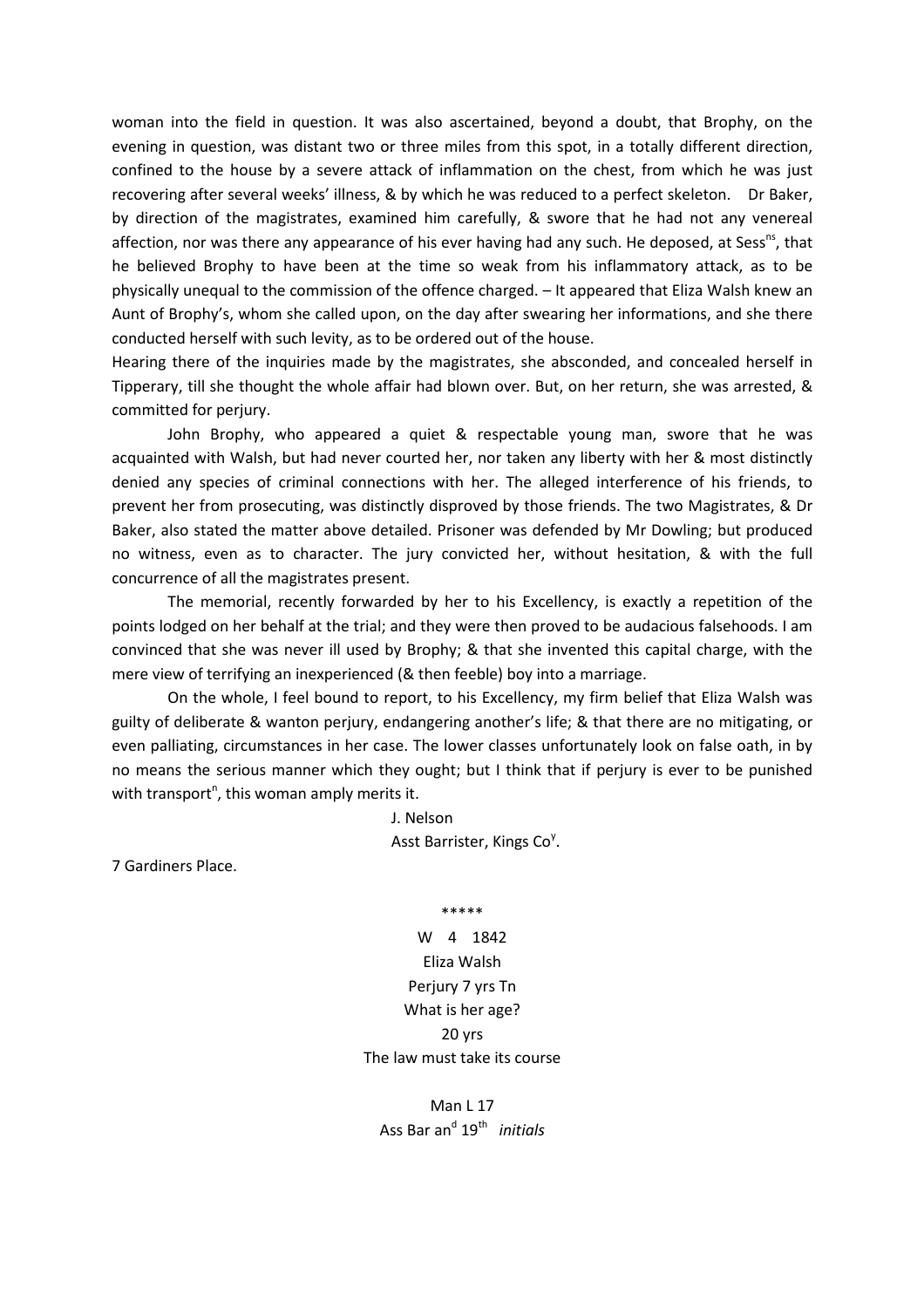woman into the field in question. It was also ascertained, beyond a doubt, that Brophy, on the evening in question, was distant two or three miles from this spot, in a totally different direction, confined to the house by a severe attack of inflammation on the chest, from which he was just recovering after several weeks' illness, & by which he was reduced to a perfect skeleton. Dr Baker, by direction of the magistrates, examined him carefully, & swore that he had not any venereal affection, nor was there any appearance of his ever having had any such. He deposed, at Sess[ns], that he believed Brophy to have been at the time so weak from his inflammatory attack, as to be physically unequal to the commission of the offence charged. – It appeared that Eliza Walsh knew an Aunt of Brophy's, whom she called upon, on the day after swearing her informations, and she there conducted herself with such levity, as to be ordered out of the house.

Hearing there of the inquiries made by the magistrates, she absconded, and concealed herself in Tipperary, till she thought the whole affair had blown over. But, on her return, she was arrested, & committed for perjury.

John Brophy, who appeared a quiet & respectable young man, swore that he was acquainted with Walsh, but had never courted her, nor taken any liberty with her & most distinctly denied any species of criminal connections with her. The alleged interference of his friends, to prevent her from prosecuting, was distinctly disproved by those friends. The two Magistrates, & Dr Baker, also stated the matter above detailed. Prisoner was defended by Mr Dowling; but produced no witness, even as to character. The jury convicted her, without hesitation, & with the full concurrence of all the magistrates present.

The memorial, recently forwarded by her to his Excellency, is exactly a repetition of the points lodged on her behalf at the trial; and they were then proved to be audacious falsehoods. I am convinced that she was never ill used by Brophy; & that she invented this capital charge, with the mere view of terrifying an inexperienced (& then feeble) boy into a marriage.

On the whole, I feel bound to report, to his Excellency, my firm belief that Eliza Walsh was guilty of deliberate & wanton perjury, endangering another's life; & that there are no mitigating, or even palliating, circumstances in her case. The lower classes unfortunately look on false oath, in by no means the serious manner which they ought; but I think that if perjury is ever to be punished with transport[n], this woman amply merits it.

J. Nelson
Asst Barrister, Kings Co[y].

7 Gardiners Place.

\*\*\*\*\*

W 4 1842
Eliza Walsh
Perjury 7 yrs Tn
What is her age?
20 yrs
The law must take its course

Man L 17
Ass Bar an[d] 19[th] *initials*